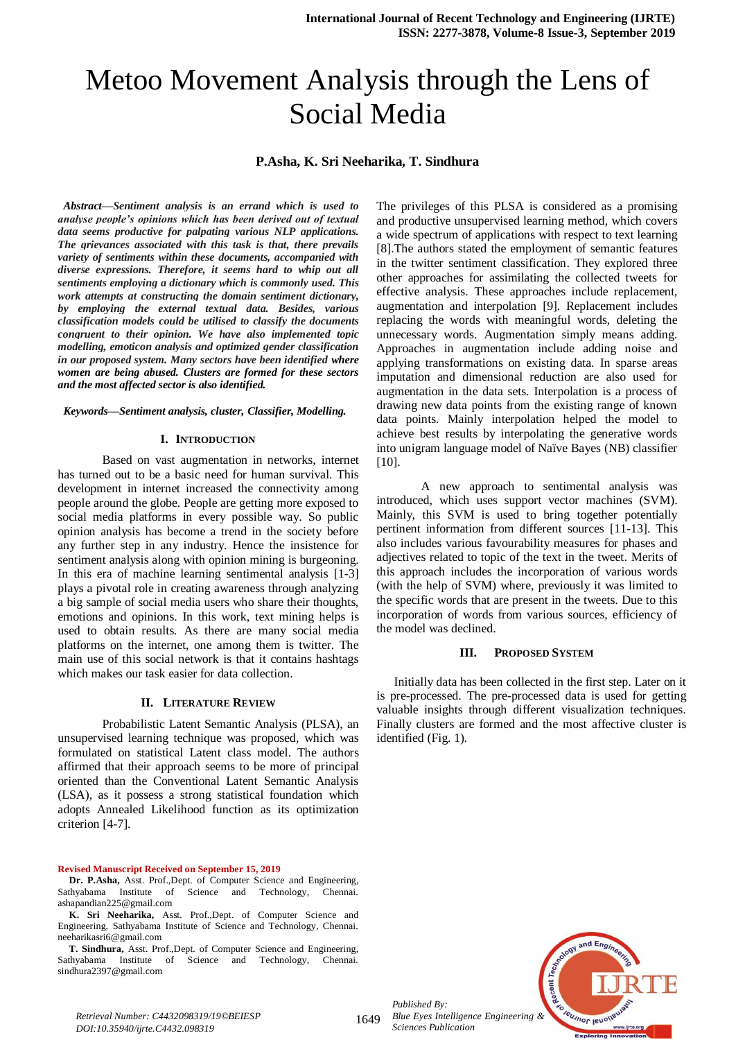# Metoo Movement Analysis through the Lens of Social Media

**P.Asha, K. Sri Neeharika, T. Sindhura**

***Abstract*****—*****Sentiment analysis is an errand which is used to analyse people's opinions which has been derived out of textual data seems productive for palpating various NLP applications. The grievances associated with this task is that, there prevails variety of sentiments within these documents, accompanied with diverse expressions. Therefore, it seems hard to whip out all sentiments employing a dictionary which is commonly used. This work attempts at constructing the domain sentiment dictionary, by employing the external textual data. Besides, various classification models could be utilised to classify the documents congruent to their opinion. We have also implemented topic modelling, emoticon analysis and optimized gender classification in our proposed system. Many sectors have been identified where women are being abused. Clusters are formed for these sectors and the most affected sector is also identified.***

***Keywords*****—*****Sentiment analysis, cluster, Classifier, Modelling.***

## I. Introduction

Based on vast augmentation in networks, internet has turned out to be a basic need for human survival. This development in internet increased the connectivity among people around the globe. People are getting more exposed to social media platforms in every possible way. So public opinion analysis has become a trend in the society before any further step in any industry. Hence the insistence for sentiment analysis along with opinion mining is burgeoning. In this era of machine learning sentimental analysis [1-3] plays a pivotal role in creating awareness through analyzing a big sample of social media users who share their thoughts, emotions and opinions. In this work, text mining helps is used to obtain results. As there are many social media platforms on the internet, one among them is twitter. The main use of this social network is that it contains hashtags which makes our task easier for data collection.

## II. Literature Review

Probabilistic Latent Semantic Analysis (PLSA), an unsupervised learning technique was proposed, which was formulated on statistical Latent class model. The authors affirmed that their approach seems to be more of principal oriented than the Conventional Latent Semantic Analysis (LSA), as it possess a strong statistical foundation which adopts Annealed Likelihood function as its optimization criterion [4-7].

The privileges of this PLSA is considered as a promising and productive unsupervised learning method, which covers a wide spectrum of applications with respect to text learning [8].The authors stated the employment of semantic features in the twitter sentiment classification. They explored three other approaches for assimilating the collected tweets for effective analysis. These approaches include replacement, augmentation and interpolation [9]. Replacement includes replacing the words with meaningful words, deleting the unnecessary words. Augmentation simply means adding. Approaches in augmentation include adding noise and applying transformations on existing data. In sparse areas imputation and dimensional reduction are also used for augmentation in the data sets. Interpolation is a process of drawing new data points from the existing range of known data points. Mainly interpolation helped the model to achieve best results by interpolating the generative words into unigram language model of Naïve Bayes (NB) classifier [10].

A new approach to sentimental analysis was introduced, which uses support vector machines (SVM). Mainly, this SVM is used to bring together potentially pertinent information from different sources [11-13]. This also includes various favourability measures for phases and adjectives related to topic of the text in the tweet. Merits of this approach includes the incorporation of various words (with the help of SVM) where, previously it was limited to the specific words that are present in the tweets. Due to this incorporation of words from various sources, efficiency of the model was declined.

## III. Proposed System

Initially data has been collected in the first step. Later on it is pre-processed. The pre-processed data is used for getting valuable insights through different visualization techniques. Finally clusters are formed and the most affective cluster is identified (Fig. 1).

**Revised Manuscript Received on September 15, 2019**

**Dr. P.Asha,** Asst. Prof.,Dept. of Computer Science and Engineering, Sathyabama Institute of Science and Technology, Chennai. ashapandian225@gmail.com

**K. Sri Neeharika,** Asst. Prof.,Dept. of Computer Science and Engineering, Sathyabama Institute of Science and Technology, Chennai. neeharikasri6@gmail.com

**T. Sindhura,** Asst. Prof.,Dept. of Computer Science and Engineering, Sathyabama Institute of Science and Technology, Chennai. sindhura2397@gmail.com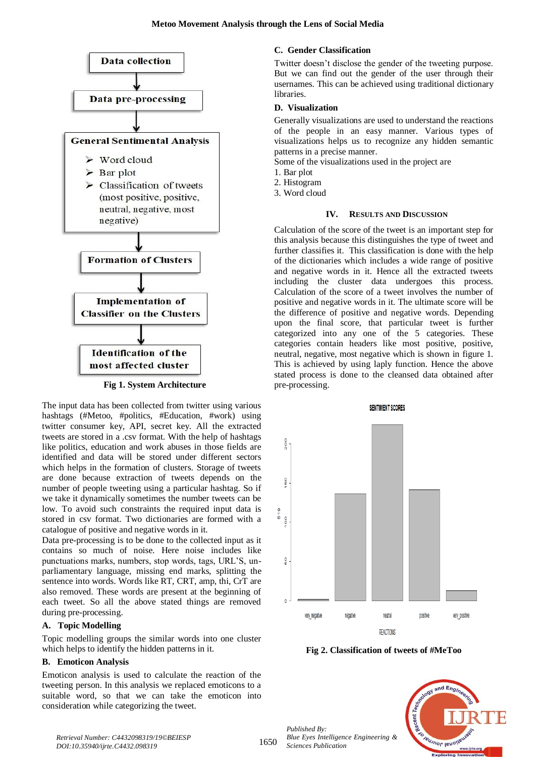Data collection

Data pre-processing

General Sentimental Analysis

- Word cloud
- Bar plot
- Classification of tweets (most positive, positive, neutral, negative, most negative)

Formation of Clusters

Implementation of Classifier on the Clusters

Identification of the most affected cluster

**Fig 1. System Architecture**

The input data has been collected from twitter using various hashtags (#Metoo, #politics, #Education, #work) using twitter consumer key, API, secret key. All the extracted tweets are stored in a .csv format. With the help of hashtags like politics, education and work abuses in those fields are identified and data will be stored under different sectors which helps in the formation of clusters. Storage of tweets are done because extraction of tweets depends on the number of people tweeting using a particular hashtag. So if we take it dynamically sometimes the number tweets can be low. To avoid such constraints the required input data is stored in csv format. Two dictionaries are formed with a catalogue of positive and negative words in it.

Data pre-processing is to be done to the collected input as it contains so much of noise. Here noise includes like punctuations marks, numbers, stop words, tags, URL'S, un-parliamentary language, missing end marks, splitting the sentence into words. Words like RT, CRT, amp, thi, CrT are also removed. These words are present at the beginning of each tweet. So all the above stated things are removed during pre-processing.

### A. Topic Modelling

Topic modelling groups the similar words into one cluster which helps to identify the hidden patterns in it.

### B. Emoticon Analysis

Emoticon analysis is used to calculate the reaction of the tweeting person. In this analysis we replaced emoticons to a suitable word, so that we can take the emoticon into consideration while categorizing the tweet.

### C. Gender Classification

Twitter doesn't disclose the gender of the tweeting purpose. But we can find out the gender of the user through their usernames. This can be achieved using traditional dictionary libraries.

### D. Visualization

Generally visualizations are used to understand the reactions of the people in an easy manner. Various types of visualizations helps us to recognize any hidden semantic patterns in a precise manner.

Some of the visualizations used in the project are

1. Bar plot
2. Histogram
3. Word cloud

## IV. Results and Discussion

Calculation of the score of the tweet is an important step for this analysis because this distinguishes the type of tweet and further classifies it. This classification is done with the help of the dictionaries which includes a wide range of positive and negative words in it. Hence all the extracted tweets including the cluster data undergoes this process. Calculation of the score of a tweet involves the number of positive and negative words in it. The ultimate score will be the difference of positive and negative words. Depending upon the final score, that particular tweet is further categorized into any one of the 5 categories. These categories contain headers like most positive, positive, neutral, negative, most negative which is shown in figure 1. This is achieved by using laply function. Hence the above stated process is done to the cleansed data obtained after pre-processing.

SENTIMENT SCORES

REACTIONS: very_negative, negative, neutral, positive, very_positive

**Fig 2. Classification of tweets of #MeToo**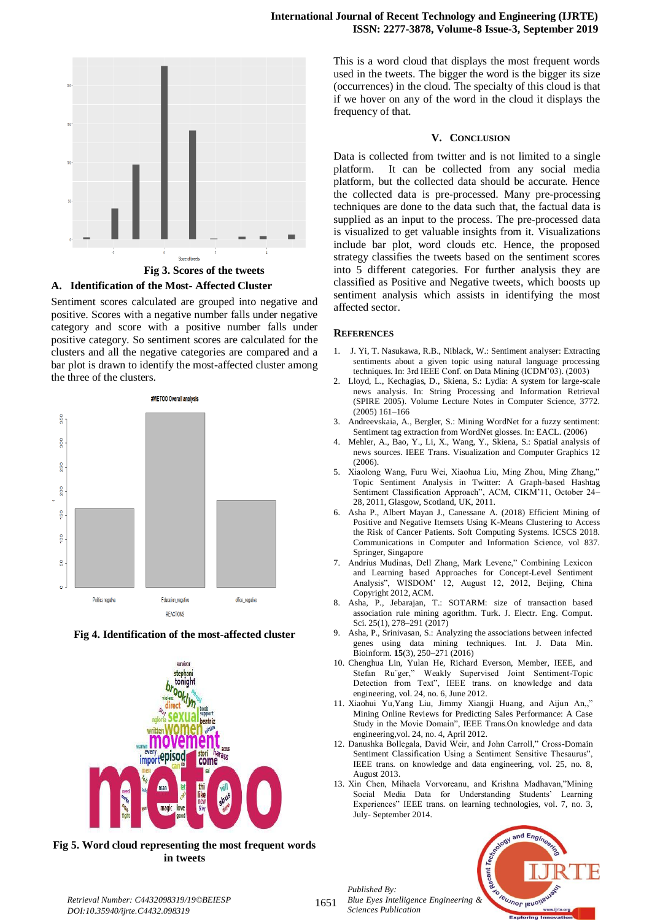200

150

100

50

0

-2

0

2

4

Score of tweets

**Fig 3. Scores of the tweets**

### A. Identification of the Most- Affected Cluster

Sentiment scores calculated are grouped into negative and positive. Scores with a negative number falls under negative category and score with a positive number falls under positive category. So sentiment scores are calculated for the clusters and all the negative categories are compared and a bar plot is drawn to identify the most-affected cluster among the three of the clusters.

#METOO Overall analysis

350

300

250

200

150

100

50

0

Politics negative

Education_negative

office_negative

REACTIONS

**Fig 4. Identification of the most-affected cluster**

**Fig 5. Word cloud representing the most frequent words in tweets**

This is a word cloud that displays the most frequent words used in the tweets. The bigger the word is the bigger its size (occurrences) in the cloud. The specialty of this cloud is that if we hover on any of the word in the cloud it displays the frequency of that.

## V. Conclusion

Data is collected from twitter and is not limited to a single platform. It can be collected from any social media platform, but the collected data should be accurate. Hence the collected data is pre-processed. Many pre-processing techniques are done to the data such that, the factual data is supplied as an input to the process. The pre-processed data is visualized to get valuable insights from it. Visualizations include bar plot, word clouds etc. Hence, the proposed strategy classifies the tweets based on the sentiment scores into 5 different categories. For further analysis they are classified as Positive and Negative tweets, which boosts up sentiment analysis which assists in identifying the most affected sector.

## References

1. J. Yi, T. Nasukawa, R.B., Niblack, W.: Sentiment analyser: Extracting sentiments about a given topic using natural language processing techniques. In: 3rd IEEE Conf. on Data Mining (ICDM'03). (2003)
2. Lloyd, L., Kechagias, D., Skiena, S.: Lydia: A system for large-scale news analysis. In: String Processing and Information Retrieval (SPIRE 2005). Volume Lecture Notes in Computer Science, 3772. (2005) 161–166
3. Andreevskaia, A., Bergler, S.: Mining WordNet for a fuzzy sentiment: Sentiment tag extraction from WordNet glosses. In: EACL. (2006)
4. Mehler, A., Bao, Y., Li, X., Wang, Y., Skiena, S.: Spatial analysis of news sources. IEEE Trans. Visualization and Computer Graphics 12 (2006).
5. Xiaolong Wang, Furu Wei, Xiaohua Liu, Ming Zhou, Ming Zhang," Topic Sentiment Analysis in Twitter: A Graph-based Hashtag Sentiment Classification Approach", ACM, CIKM'11, October 24–28, 2011, Glasgow, Scotland, UK, 2011.
6. Asha P., Albert Mayan J., Canessane A. (2018) Efficient Mining of Positive and Negative Itemsets Using K-Means Clustering to Access the Risk of Cancer Patients. Soft Computing Systems. ICSCS 2018. Communications in Computer and Information Science, vol 837. Springer, Singapore
7. Andrius Mudinas, Dell Zhang, Mark Levene," Combining Lexicon and Learning based Approaches for Concept-Level Sentiment Analysis", WISDOM' 12, August 12, 2012, Beijing, China Copyright 2012, ACM.
8. Asha, P., Jebarajan, T.: SOTARM: size of transaction based association rule mining agorithm. Turk. J. Electr. Eng. Comput. Sci. 25(1), 278–291 (2017)
9. Asha, P., Srinivasan, S.: Analyzing the associations between infected genes using data mining techniques. Int. J. Data Min. Bioinform. **15**(3), 250–271 (2016)
10. Chenghua Lin, Yulan He, Richard Everson, Member, IEEE, and Stefan Ru¨ger," Weakly Supervised Joint Sentiment-Topic Detection from Text", IEEE trans. on knowledge and data engineering, vol. 24, no. 6, June 2012.
11. Xiaohui Yu,Yang Liu, Jimmy Xiangji Huang, and Aijun An,," Mining Online Reviews for Predicting Sales Performance: A Case Study in the Movie Domain", IEEE Trans.On knowledge and data engineering,vol. 24, no. 4, April 2012.
12. Danushka Bollegala, David Weir, and John Carroll," Cross-Domain Sentiment Classification Using a Sentiment Sensitive Thesaurus", IEEE trans. on knowledge and data engineering, vol. 25, no. 8, August 2013.
13. Xin Chen, Mihaela Vorvoreanu, and Krishna Madhavan,"Mining Social Media Data for Understanding Students' Learning Experiences" IEEE trans. on learning technologies, vol. 7, no. 3, July- September 2014.